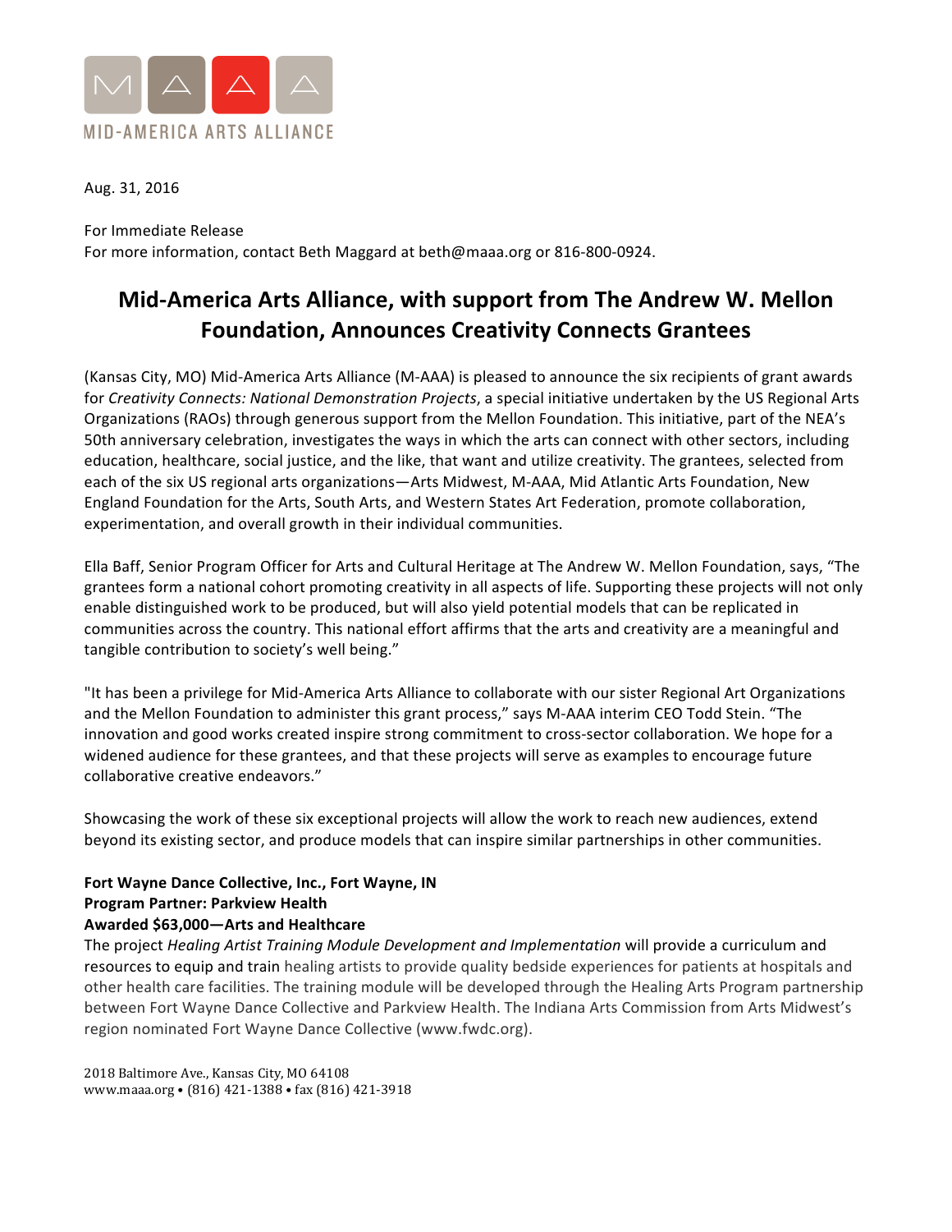MID-AMERICA ARTS ALLIANCE

Aug. 31, 2016

For Immediate Release
For more information, contact Beth Maggard at beth@maaa.org or 816-800-0924.

# Mid-America Arts Alliance, with support from The Andrew W. Mellon Foundation, Announces Creativity Connects Grantees

(Kansas City, MO) Mid-America Arts Alliance (M-AAA) is pleased to announce the six recipients of grant awards for *Creativity Connects: National Demonstration Projects*, a special initiative undertaken by the US Regional Arts Organizations (RAOs) through generous support from the Mellon Foundation. This initiative, part of the NEA's 50th anniversary celebration, investigates the ways in which the arts can connect with other sectors, including education, healthcare, social justice, and the like, that want and utilize creativity. The grantees, selected from each of the six US regional arts organizations—Arts Midwest, M-AAA, Mid Atlantic Arts Foundation, New England Foundation for the Arts, South Arts, and Western States Art Federation, promote collaboration, experimentation, and overall growth in their individual communities.

Ella Baff, Senior Program Officer for Arts and Cultural Heritage at The Andrew W. Mellon Foundation, says, "The grantees form a national cohort promoting creativity in all aspects of life. Supporting these projects will not only enable distinguished work to be produced, but will also yield potential models that can be replicated in communities across the country. This national effort affirms that the arts and creativity are a meaningful and tangible contribution to society's well being."

"It has been a privilege for Mid-America Arts Alliance to collaborate with our sister Regional Art Organizations and the Mellon Foundation to administer this grant process," says M-AAA interim CEO Todd Stein. "The innovation and good works created inspire strong commitment to cross-sector collaboration. We hope for a widened audience for these grantees, and that these projects will serve as examples to encourage future collaborative creative endeavors."

Showcasing the work of these six exceptional projects will allow the work to reach new audiences, extend beyond its existing sector, and produce models that can inspire similar partnerships in other communities.

**Fort Wayne Dance Collective, Inc., Fort Wayne, IN**
**Program Partner: Parkview Health**
**Awarded $63,000—Arts and Healthcare**
The project *Healing Artist Training Module Development and Implementation* will provide a curriculum and resources to equip and train healing artists to provide quality bedside experiences for patients at hospitals and other health care facilities. The training module will be developed through the Healing Arts Program partnership between Fort Wayne Dance Collective and Parkview Health. The Indiana Arts Commission from Arts Midwest's region nominated Fort Wayne Dance Collective (www.fwdc.org).

2018 Baltimore Ave., Kansas City, MO 64108
www.maaa.org • (816) 421-1388 • fax (816) 421-3918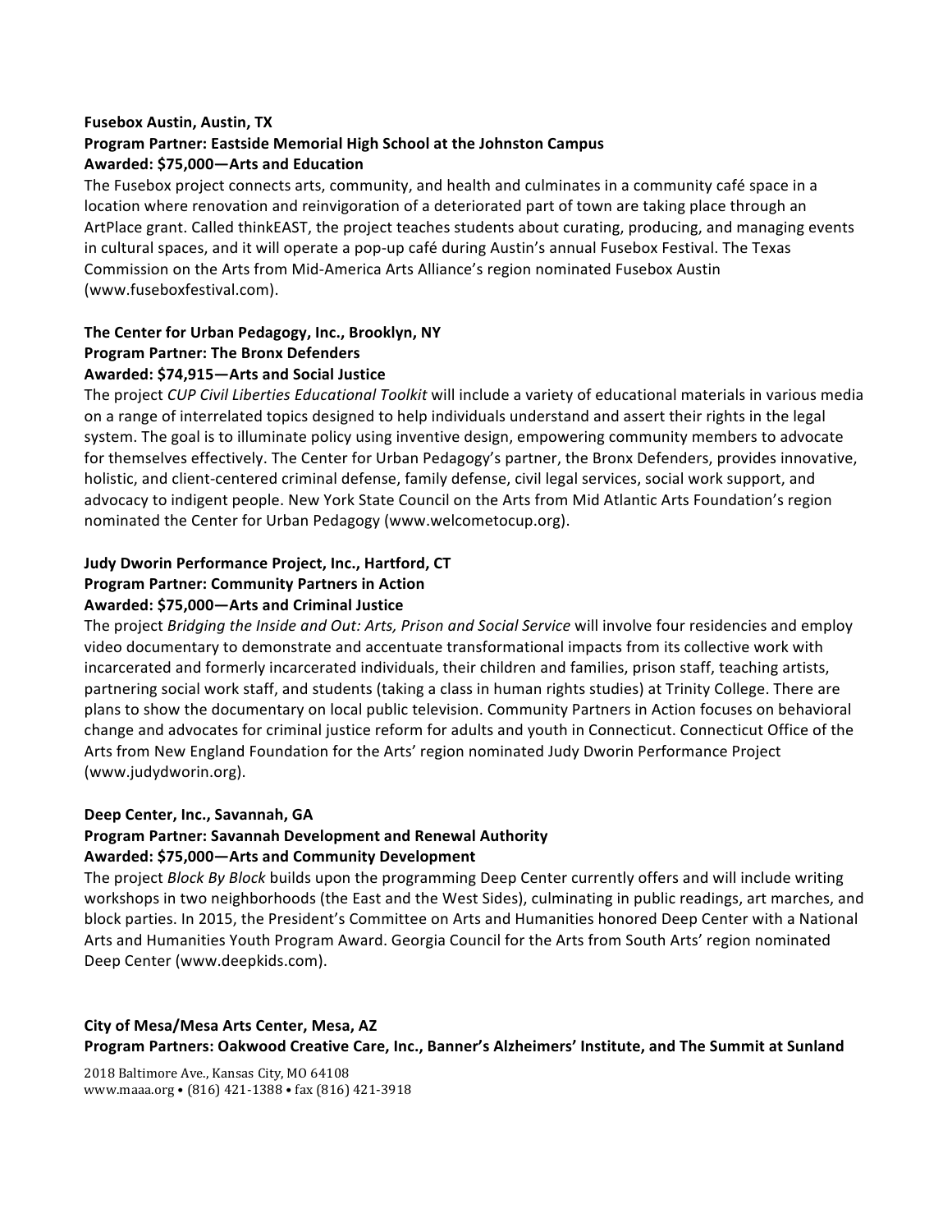**Fusebox Austin, Austin, TX**
**Program Partner: Eastside Memorial High School at the Johnston Campus**
**Awarded: $75,000—Arts and Education**

The Fusebox project connects arts, community, and health and culminates in a community café space in a location where renovation and reinvigoration of a deteriorated part of town are taking place through an ArtPlace grant. Called thinkEAST, the project teaches students about curating, producing, and managing events in cultural spaces, and it will operate a pop-up café during Austin's annual Fusebox Festival. The Texas Commission on the Arts from Mid-America Arts Alliance's region nominated Fusebox Austin (www.fuseboxfestival.com).

**The Center for Urban Pedagogy, Inc., Brooklyn, NY**
**Program Partner: The Bronx Defenders**
**Awarded: $74,915—Arts and Social Justice**

The project *CUP Civil Liberties Educational Toolkit* will include a variety of educational materials in various media on a range of interrelated topics designed to help individuals understand and assert their rights in the legal system. The goal is to illuminate policy using inventive design, empowering community members to advocate for themselves effectively. The Center for Urban Pedagogy's partner, the Bronx Defenders, provides innovative, holistic, and client-centered criminal defense, family defense, civil legal services, social work support, and advocacy to indigent people. New York State Council on the Arts from Mid Atlantic Arts Foundation's region nominated the Center for Urban Pedagogy (www.welcometocup.org).

**Judy Dworin Performance Project, Inc., Hartford, CT**
**Program Partner: Community Partners in Action**
**Awarded: $75,000—Arts and Criminal Justice**

The project *Bridging the Inside and Out: Arts, Prison and Social Service* will involve four residencies and employ video documentary to demonstrate and accentuate transformational impacts from its collective work with incarcerated and formerly incarcerated individuals, their children and families, prison staff, teaching artists, partnering social work staff, and students (taking a class in human rights studies) at Trinity College. There are plans to show the documentary on local public television. Community Partners in Action focuses on behavioral change and advocates for criminal justice reform for adults and youth in Connecticut. Connecticut Office of the Arts from New England Foundation for the Arts' region nominated Judy Dworin Performance Project (www.judydworin.org).

**Deep Center, Inc., Savannah, GA**
**Program Partner: Savannah Development and Renewal Authority**
**Awarded: $75,000—Arts and Community Development**

The project *Block By Block* builds upon the programming Deep Center currently offers and will include writing workshops in two neighborhoods (the East and the West Sides), culminating in public readings, art marches, and block parties. In 2015, the President's Committee on Arts and Humanities honored Deep Center with a National Arts and Humanities Youth Program Award. Georgia Council for the Arts from South Arts' region nominated Deep Center (www.deepkids.com).

**City of Mesa/Mesa Arts Center, Mesa, AZ**
**Program Partners: Oakwood Creative Care, Inc., Banner's Alzheimers' Institute, and The Summit at Sunland**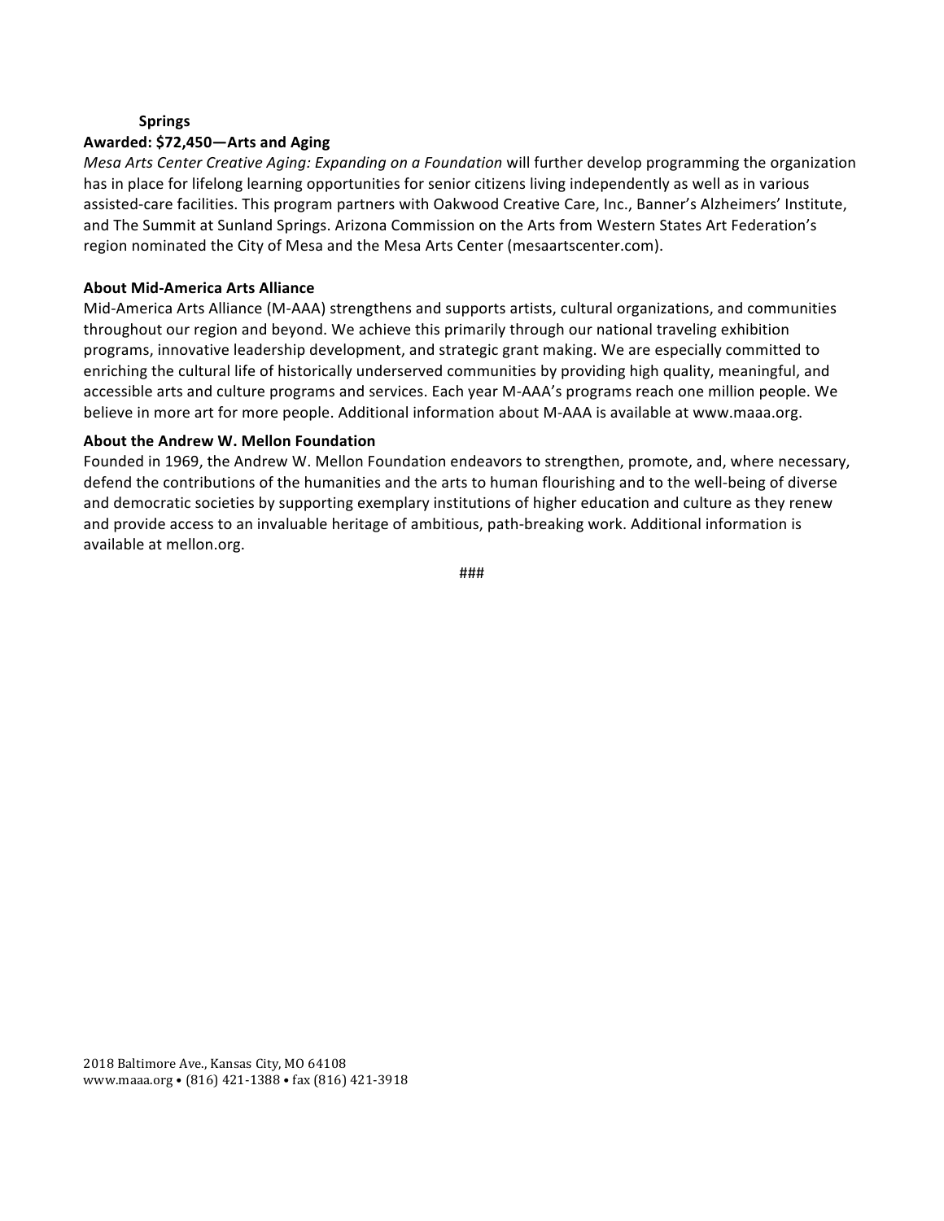**Springs**

**Awarded: $72,450—Arts and Aging**

*Mesa Arts Center Creative Aging: Expanding on a Foundation* will further develop programming the organization has in place for lifelong learning opportunities for senior citizens living independently as well as in various assisted-care facilities. This program partners with Oakwood Creative Care, Inc., Banner's Alzheimers' Institute, and The Summit at Sunland Springs. Arizona Commission on the Arts from Western States Art Federation's region nominated the City of Mesa and the Mesa Arts Center (mesaartscenter.com).

**About Mid-America Arts Alliance**

Mid-America Arts Alliance (M-AAA) strengthens and supports artists, cultural organizations, and communities throughout our region and beyond. We achieve this primarily through our national traveling exhibition programs, innovative leadership development, and strategic grant making. We are especially committed to enriching the cultural life of historically underserved communities by providing high quality, meaningful, and accessible arts and culture programs and services. Each year M-AAA's programs reach one million people. We believe in more art for more people. Additional information about M-AAA is available at www.maaa.org.

**About the Andrew W. Mellon Foundation**

Founded in 1969, the Andrew W. Mellon Foundation endeavors to strengthen, promote, and, where necessary, defend the contributions of the humanities and the arts to human flourishing and to the well-being of diverse and democratic societies by supporting exemplary institutions of higher education and culture as they renew and provide access to an invaluable heritage of ambitious, path-breaking work. Additional information is available at mellon.org.

###

2018 Baltimore Ave., Kansas City, MO 64108
www.maaa.org • (816) 421-1388 • fax (816) 421-3918